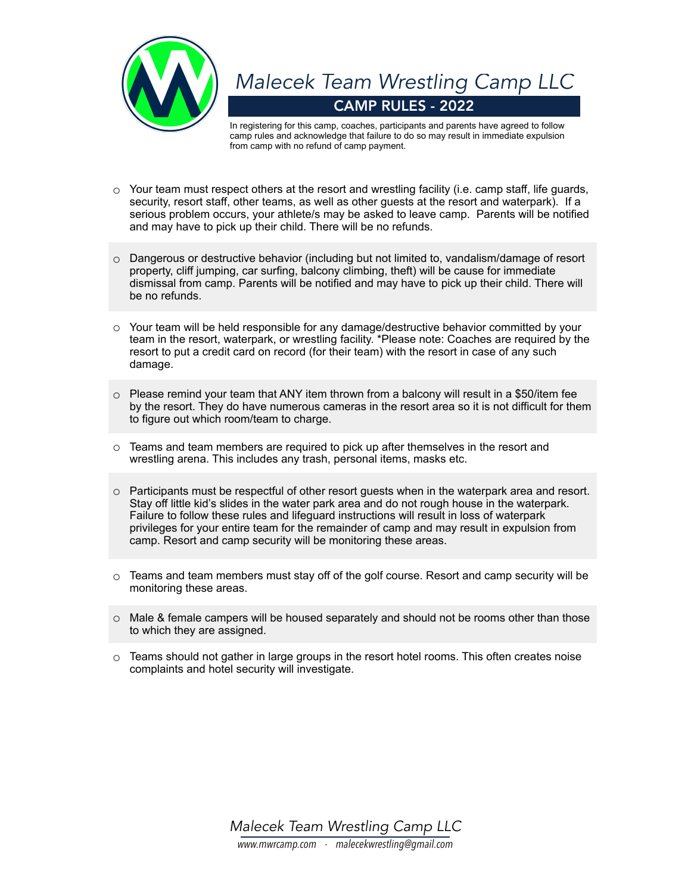# Malecek Team Wrestling Camp LLC

## CAMP RULES - 2022

In registering for this camp, coaches, participants and parents have agreed to follow camp rules and acknowledge that failure to do so may result in immediate expulsion from camp with no refund of camp payment.

- Your team must respect others at the resort and wrestling facility (i.e. camp staff, life guards, security, resort staff, other teams, as well as other guests at the resort and waterpark). If a serious problem occurs, your athlete/s may be asked to leave camp. Parents will be notified and may have to pick up their child. There will be no refunds.
- Dangerous or destructive behavior (including but not limited to, vandalism/damage of resort property, cliff jumping, car surfing, balcony climbing, theft) will be cause for immediate dismissal from camp. Parents will be notified and may have to pick up their child. There will be no refunds.
- Your team will be held responsible for any damage/destructive behavior committed by your team in the resort, waterpark, or wrestling facility. *Please note: Coaches are required by the resort to put a credit card on record (for their team) with the resort in case of any such damage.
- Please remind your team that ANY item thrown from a balcony will result in a $50/item fee by the resort. They do have numerous cameras in the resort area so it is not difficult for them to figure out which room/team to charge.
- Teams and team members are required to pick up after themselves in the resort and wrestling arena. This includes any trash, personal items, masks etc.
- Participants must be respectful of other resort guests when in the waterpark area and resort. Stay off little kid's slides in the water park area and do not rough house in the waterpark. Failure to follow these rules and lifeguard instructions will result in loss of waterpark privileges for your entire team for the remainder of camp and may result in expulsion from camp. Resort and camp security will be monitoring these areas.
- Teams and team members must stay off of the golf course. Resort and camp security will be monitoring these areas.
- Male & female campers will be housed separately and should not be rooms other than those to which they are assigned.
- Teams should not gather in large groups in the resort hotel rooms. This often creates noise complaints and hotel security will investigate.

*Malecek Team Wrestling Camp LLC*

*www.mwrcamp.com - malecekwrestling@gmail.com*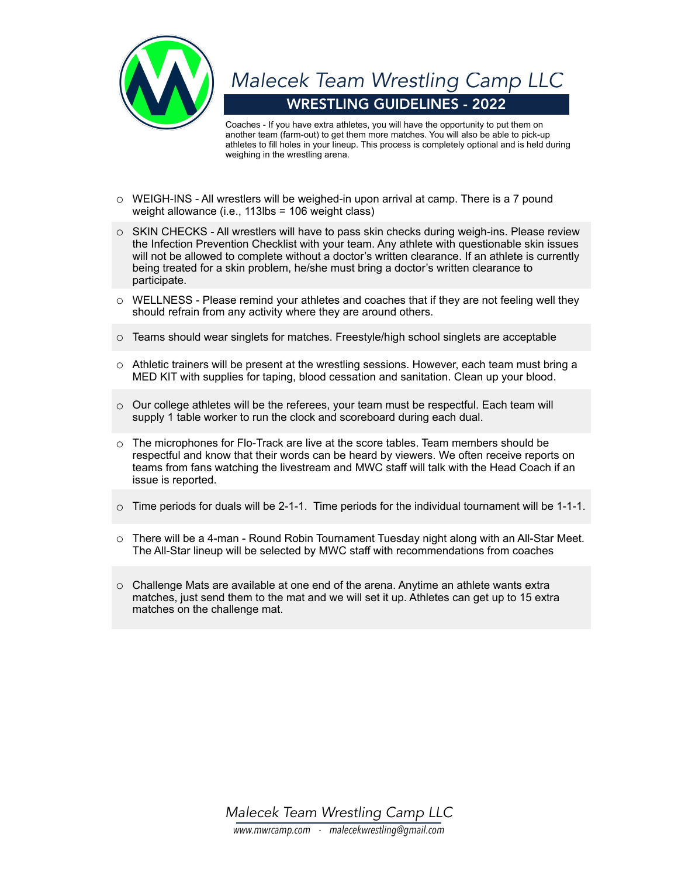# Malecek Team Wrestling Camp LLC

## WRESTLING GUIDELINES - 2022

Coaches - If you have extra athletes, you will have the opportunity to put them on another team (farm-out) to get them more matches. You will also be able to pick-up athletes to fill holes in your lineup. This process is completely optional and is held during weighing in the wrestling arena.

- WEIGH-INS - All wrestlers will be weighed-in upon arrival at camp. There is a 7 pound weight allowance (i.e., 113lbs = 106 weight class)
- SKIN CHECKS - All wrestlers will have to pass skin checks during weigh-ins. Please review the Infection Prevention Checklist with your team. Any athlete with questionable skin issues will not be allowed to complete without a doctor's written clearance. If an athlete is currently being treated for a skin problem, he/she must bring a doctor's written clearance to participate.
- WELLNESS - Please remind your athletes and coaches that if they are not feeling well they should refrain from any activity where they are around others.
- Teams should wear singlets for matches. Freestyle/high school singlets are acceptable
- Athletic trainers will be present at the wrestling sessions. However, each team must bring a MED KIT with supplies for taping, blood cessation and sanitation. Clean up your blood.
- Our college athletes will be the referees, your team must be respectful. Each team will supply 1 table worker to run the clock and scoreboard during each dual.
- The microphones for Flo-Track are live at the score tables. Team members should be respectful and know that their words can be heard by viewers. We often receive reports on teams from fans watching the livestream and MWC staff will talk with the Head Coach if an issue is reported.
- Time periods for duals will be 2-1-1. Time periods for the individual tournament will be 1-1-1.
- There will be a 4-man - Round Robin Tournament Tuesday night along with an All-Star Meet. The All-Star lineup will be selected by MWC staff with recommendations from coaches
- Challenge Mats are available at one end of the arena. Anytime an athlete wants extra matches, just send them to the mat and we will set it up. Athletes can get up to 15 extra matches on the challenge mat.

*Malecek Team Wrestling Camp LLC*

*www.mwrcamp.com - malecekwrestling@gmail.com*